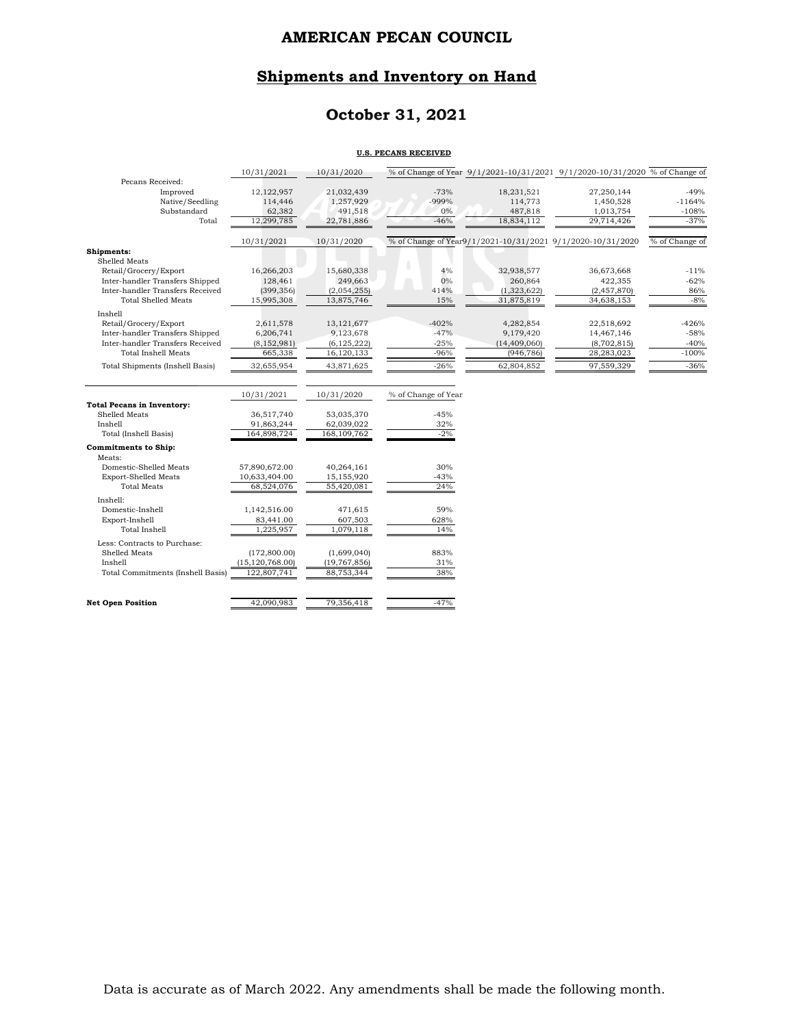# AMERICAN PECAN COUNCIL

## Shipments and Inventory on Hand

## October 31, 2021

**U.S. PECANS RECEIVED**

| | 10/31/2021 | 10/31/2020 | % of Change of Year | 9/1/2021-10/31/2021 | 9/1/2020-10/31/2020 | % of Change of |
|---|---|---|---|---|---|---|
| Pecans Received: | | | | | | |
| Improved | 12,122,957 | 21,032,439 | -73% | 18,231,521 | 27,250,144 | -49% |
| Native/Seedling | 114,446 | 1,257,929 | -999% | 114,773 | 1,450,528 | -1164% |
| Substandard | 62,382 | 491,518 | 0% | 487,818 | 1,013,754 | -108% |
| Total | 12,299,785 | 22,781,886 | -46% | 18,834,112 | 29,714,426 | -37% |

| | 10/31/2021 | 10/31/2020 | % of Change of Year | 9/1/2021-10/31/2021 | 9/1/2020-10/31/2020 | % of Change of |
|---|---|---|---|---|---|---|
| **Shipments:** | | | | | | |
| Shelled Meats | | | | | | |
| Retail/Grocery/Export | 16,266,203 | 15,680,338 | 4% | 32,938,577 | 36,673,668 | -11% |
| Inter-handler Transfers Shipped | 128,461 | 249,663 | 0% | 260,864 | 422,355 | -62% |
| Inter-handler Transfers Received | (399,356) | (2,054,255) | 414% | (1,323,622) | (2,457,870) | 86% |
| Total Shelled Meats | 15,995,308 | 13,875,746 | 15% | 31,875,819 | 34,638,153 | -8% |
| Inshell | | | | | | |
| Retail/Grocery/Export | 2,611,578 | 13,121,677 | -402% | 4,282,854 | 22,518,692 | -426% |
| Inter-handler Transfers Shipped | 6,206,741 | 9,123,678 | -47% | 9,179,420 | 14,467,146 | -58% |
| Inter-handler Transfers Received | (8,152,981) | (6,125,222) | -25% | (14,409,060) | (8,702,815) | -40% |
| Total Inshell Meats | 665,338 | 16,120,133 | -96% | (946,786) | 28,283,023 | -100% |
| Total Shipments (Inshell Basis) | 32,655,954 | 43,871,625 | -26% | 62,804,852 | 97,559,329 | -36% |

| | 10/31/2021 | 10/31/2020 | % of Change of Year |
|---|---|---|---|
| **Total Pecans in Inventory:** | | | |
| Shelled Meats | 36,517,740 | 53,035,370 | -45% |
| Inshell | 91,863,244 | 62,039,022 | 32% |
| Total (Inshell Basis) | 164,898,724 | 168,109,762 | -2% |
| **Commitments to Ship:** | | | |
| Meats: | | | |
| Domestic-Shelled Meats | 57,890,672.00 | 40,264,161 | 30% |
| Export-Shelled Meats | 10,633,404.00 | 15,155,920 | -43% |
| Total Meats | 68,524,076 | 55,420,081 | 24% |
| Inshell: | | | |
| Domestic-Inshell | 1,142,516.00 | 471,615 | 59% |
| Export-Inshell | 83,441.00 | 607,503 | 628% |
| Total Inshell | 1,225,957 | 1,079,118 | 14% |
| Less: Contracts to Purchase: | | | |
| Shelled Meats | (172,800.00) | (1,699,040) | 883% |
| Inshell | (15,120,768.00) | (19,767,856) | 31% |
| Total Commitments (Inshell Basis) | 122,807,741 | 88,753,344 | 38% |
| **Net Open Position** | 42,090,983 | 79,356,418 | -47% |

Data is accurate as of March 2022. Any amendments shall be made the following month.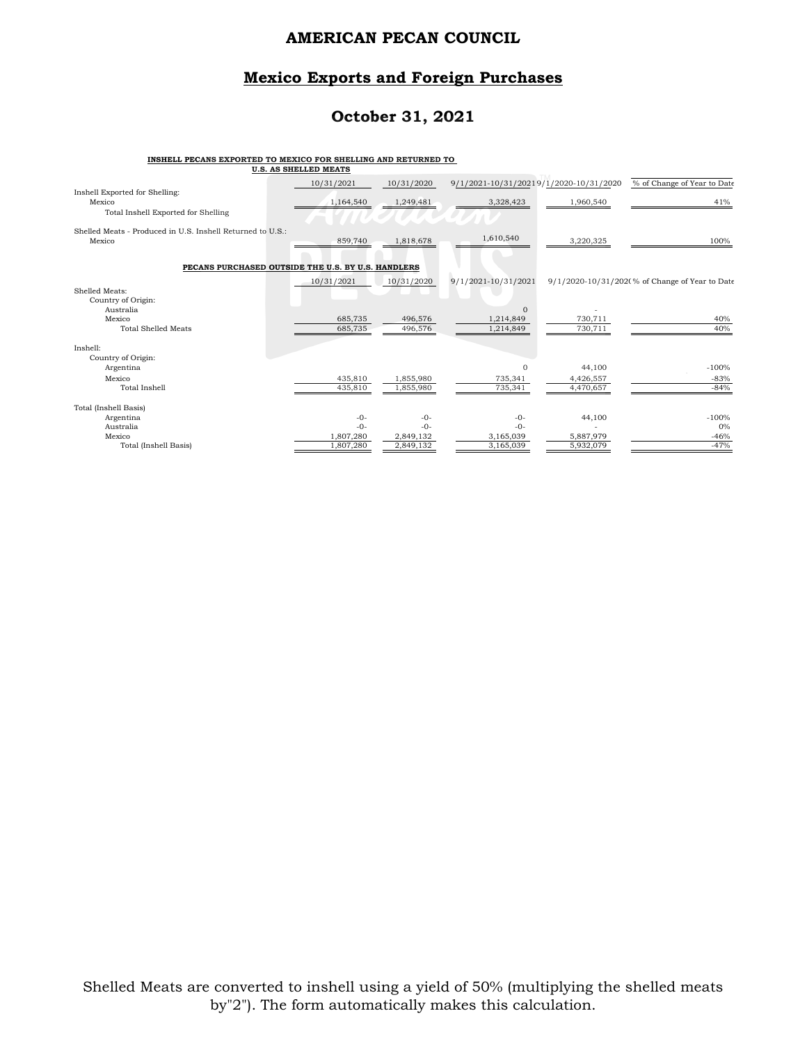# AMERICAN PECAN COUNCIL

## Mexico Exports and Foreign Purchases

## October 31, 2021

**INSHELL PECANS EXPORTED TO MEXICO FOR SHELLING AND RETURNED TO U.S. AS SHELLED MEATS**

| | 10/31/2021 | 10/31/2020 | 9/1/2021-10/31/2021 | 9/1/2020-10/31/2020 | % of Change of Year to Date |
|---|---|---|---|---|---|
| Inshell Exported for Shelling: | | | | | |
| Mexico | 1,164,540 | 1,249,481 | 3,328,423 | 1,960,540 | 41% |
| Total Inshell Exported for Shelling | | | | | |
| Shelled Meats - Produced in U.S. Inshell Returned to U.S.: | | | | | |
| Mexico | 859,740 | 1,818,678 | 1,610,540 | 3,220,325 | 100% |

**PECANS PURCHASED OUTSIDE THE U.S. BY U.S. HANDLERS**

| | 10/31/2021 | 10/31/2020 | 9/1/2021-10/31/2021 | 9/1/2020-10/31/2020 | % of Change of Year to Date |
|---|---|---|---|---|---|
| Shelled Meats: | | | | | |
| Country of Origin: | | | | | |
| Australia | | | 0 | - | |
| Mexico | 685,735 | 496,576 | 1,214,849 | 730,711 | 40% |
| Total Shelled Meats | 685,735 | 496,576 | 1,214,849 | 730,711 | 40% |
| Inshell: | | | | | |
| Country of Origin: | | | | | |
| Argentina | | | 0 | 44,100 | -100% |
| Mexico | 435,810 | 1,855,980 | 735,341 | 4,426,557 | -83% |
| Total Inshell | 435,810 | 1,855,980 | 735,341 | 4,470,657 | -84% |
| Total (Inshell Basis) | | | | | |
| Argentina | -0- | -0- | -0- | 44,100 | -100% |
| Australia | -0- | -0- | -0- | - | 0% |
| Mexico | 1,807,280 | 2,849,132 | 3,165,039 | 5,887,979 | -46% |
| Total (Inshell Basis) | 1,807,280 | 2,849,132 | 3,165,039 | 5,932,079 | -47% |

Shelled Meats are converted to inshell using a yield of 50% (multiplying the shelled meats by"2"). The form automatically makes this calculation.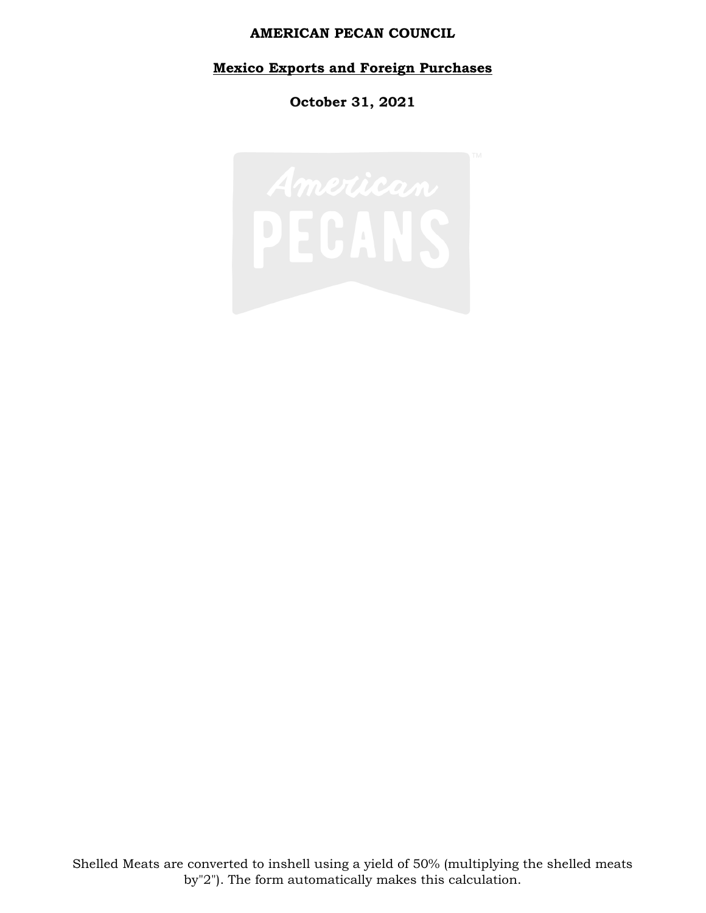**AMERICAN PECAN COUNCIL**

**Mexico Exports and Foreign Purchases**

**October 31, 2021**

Shelled Meats are converted to inshell using a yield of 50% (multiplying the shelled meats by"2"). The form automatically makes this calculation.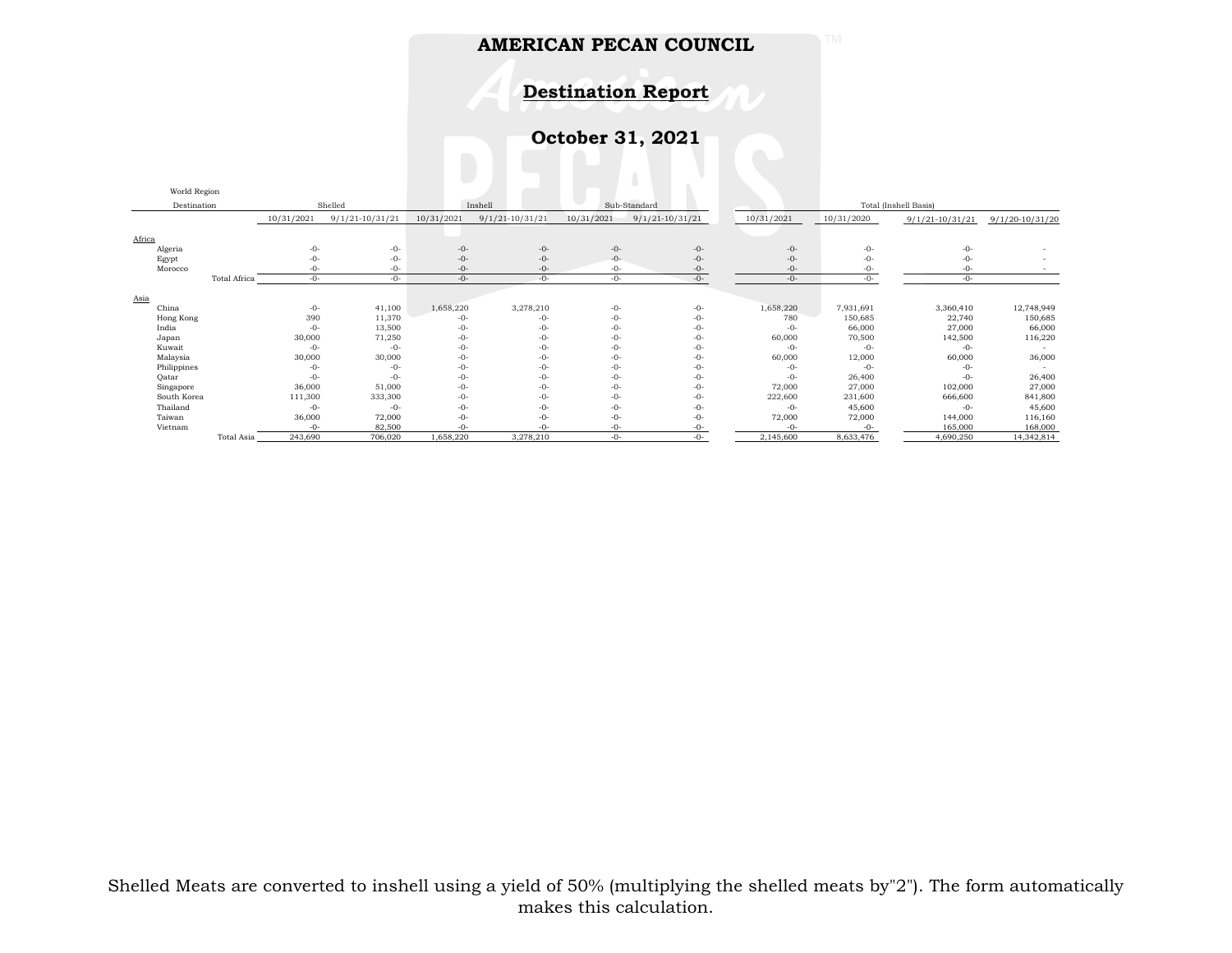**AMERICAN PECAN COUNCIL**

**Destination Report**

**October 31, 2021**

| World Region Destination | Shelled | | Inshell | | Sub-Standard | | Total (Inshell Basis) | | | |
|---|---|---|---|---|---|---|---|---|---|---|
| | 10/31/2021 | 9/1/21-10/31/21 | 10/31/2021 | 9/1/21-10/31/21 | 10/31/2021 | 9/1/21-10/31/21 | 10/31/2021 | 10/31/2020 | 9/1/21-10/31/21 | 9/1/20-10/31/20 |
| Africa | | | | | | | | | | |
| Algeria | -0- | -0- | -0- | -0- | -0- | -0- | -0- | -0- | -0- | - |
| Egypt | -0- | -0- | -0- | -0- | -0- | -0- | -0- | -0- | -0- | - |
| Morocco | -0- | -0- | -0- | -0- | -0- | -0- | -0- | -0- | -0- | - |
| Total Africa | -0- | -0- | -0- | -0- | -0- | -0- | -0- | -0- | -0- | |
| Asia | | | | | | | | | | |
| China | -0- | 41,100 | 1,658,220 | 3,278,210 | -0- | -0- | 1,658,220 | 7,931,691 | 3,360,410 | 12,748,949 |
| Hong Kong | 390 | 11,370 | -0- | -0- | -0- | -0- | 780 | 150,685 | 22,740 | 150,685 |
| India | -0- | 13,500 | -0- | -0- | -0- | -0- | -0- | 66,000 | 27,000 | 66,000 |
| Japan | 30,000 | 71,250 | -0- | -0- | -0- | -0- | 60,000 | 70,500 | 142,500 | 116,220 |
| Kuwait | -0- | -0- | -0- | -0- | -0- | -0- | -0- | -0- | -0- | - |
| Malaysia | 30,000 | 30,000 | -0- | -0- | -0- | -0- | 60,000 | 12,000 | 60,000 | 36,000 |
| Philippines | -0- | -0- | -0- | -0- | -0- | -0- | -0- | -0- | -0- | - |
| Qatar | -0- | -0- | -0- | -0- | -0- | -0- | -0- | 26,400 | -0- | 26,400 |
| Singapore | 36,000 | 51,000 | -0- | -0- | -0- | -0- | 72,000 | 27,000 | 102,000 | 27,000 |
| South Korea | 111,300 | 333,300 | -0- | -0- | -0- | -0- | 222,600 | 231,600 | 666,600 | 841,800 |
| Thailand | -0- | -0- | -0- | -0- | -0- | -0- | -0- | 45,600 | -0- | 45,600 |
| Taiwan | 36,000 | 72,000 | -0- | -0- | -0- | -0- | 72,000 | 72,000 | 144,000 | 116,160 |
| Vietnam | -0- | 82,500 | -0- | -0- | -0- | -0- | -0- | -0- | 165,000 | 168,000 |
| Total Asia | 243,690 | 706,020 | 1,658,220 | 3,278,210 | -0- | -0- | 2,145,600 | 8,633,476 | 4,690,250 | 14,342,814 |

Shelled Meats are converted to inshell using a yield of 50% (multiplying the shelled meats by"2"). The form automatically makes this calculation.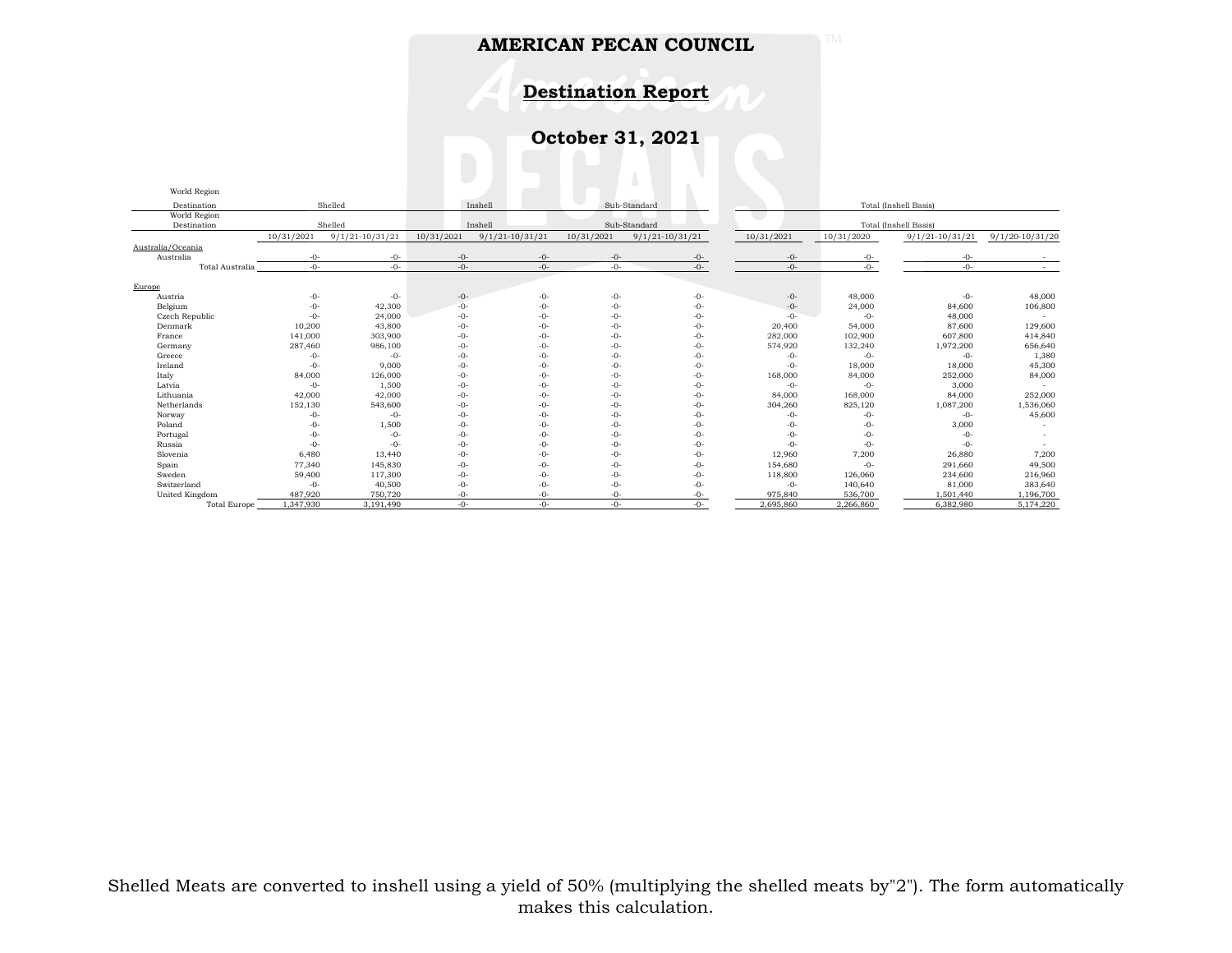# AMERICAN PECAN COUNCIL

## Destination Report

## October 31, 2021

| World Region Destination | Shelled | | Inshell | | Sub-Standard | | Total (Inshell Basis) | | | |
|---|---|---|---|---|---|---|---|---|---|---|
| | 10/31/2021 | 9/1/21-10/31/21 | 10/31/2021 | 9/1/21-10/31/21 | 10/31/2021 | 9/1/21-10/31/21 | 10/31/2021 | 10/31/2020 | 9/1/21-10/31/21 | 9/1/20-10/31/20 |
| Australia/Oceania | | | | | | | | | | |
| Australia | -0- | -0- | -0- | -0- | -0- | -0- | -0- | -0- | -0- | - |
| Total Australia | -0- | -0- | -0- | -0- | -0- | -0- | -0- | -0- | -0- | - |
| Europe | | | | | | | | | | |
| Austria | -0- | -0- | -0- | -0- | -0- | -0- | -0- | 48,000 | -0- | 48,000 |
| Belgium | -0- | 42,300 | -0- | -0- | -0- | -0- | -0- | 24,000 | 84,600 | 106,800 |
| Czech Republic | -0- | 24,000 | -0- | -0- | -0- | -0- | -0- | -0- | 48,000 | - |
| Denmark | 10,200 | 43,800 | -0- | -0- | -0- | -0- | 20,400 | 54,000 | 87,600 | 129,600 |
| France | 141,000 | 303,900 | -0- | -0- | -0- | -0- | 282,000 | 102,900 | 607,800 | 414,840 |
| Germany | 287,460 | 986,100 | -0- | -0- | -0- | -0- | 574,920 | 132,240 | 1,972,200 | 656,640 |
| Greece | -0- | -0- | -0- | -0- | -0- | -0- | -0- | -0- | -0- | 1,380 |
| Ireland | -0- | 9,000 | -0- | -0- | -0- | -0- | -0- | 18,000 | 18,000 | 45,300 |
| Italy | 84,000 | 126,000 | -0- | -0- | -0- | -0- | 168,000 | 84,000 | 252,000 | 84,000 |
| Latvia | -0- | 1,500 | -0- | -0- | -0- | -0- | -0- | -0- | 3,000 | - |
| Lithuania | 42,000 | 42,000 | -0- | -0- | -0- | -0- | 84,000 | 168,000 | 84,000 | 252,000 |
| Netherlands | 152,130 | 543,600 | -0- | -0- | -0- | -0- | 304,260 | 825,120 | 1,087,200 | 1,536,060 |
| Norway | -0- | -0- | -0- | -0- | -0- | -0- | -0- | -0- | -0- | 45,600 |
| Poland | -0- | 1,500 | -0- | -0- | -0- | -0- | -0- | -0- | 3,000 | - |
| Portugal | -0- | -0- | -0- | -0- | -0- | -0- | -0- | -0- | -0- | - |
| Russia | -0- | -0- | -0- | -0- | -0- | -0- | -0- | -0- | -0- | - |
| Slovenia | 6,480 | 13,440 | -0- | -0- | -0- | -0- | 12,960 | 7,200 | 26,880 | 7,200 |
| Spain | 77,340 | 145,830 | -0- | -0- | -0- | -0- | 154,680 | -0- | 291,660 | 49,500 |
| Sweden | 59,400 | 117,300 | -0- | -0- | -0- | -0- | 118,800 | 126,060 | 234,600 | 216,960 |
| Switzerland | -0- | 40,500 | -0- | -0- | -0- | -0- | -0- | 140,640 | 81,000 | 383,640 |
| United Kingdom | 487,920 | 750,720 | -0- | -0- | -0- | -0- | 975,840 | 536,700 | 1,501,440 | 1,196,700 |
| Total Europe | 1,347,930 | 3,191,490 | -0- | -0- | -0- | -0- | 2,695,860 | 2,266,860 | 6,382,980 | 5,174,220 |

Shelled Meats are converted to inshell using a yield of 50% (multiplying the shelled meats by"2"). The form automatically makes this calculation.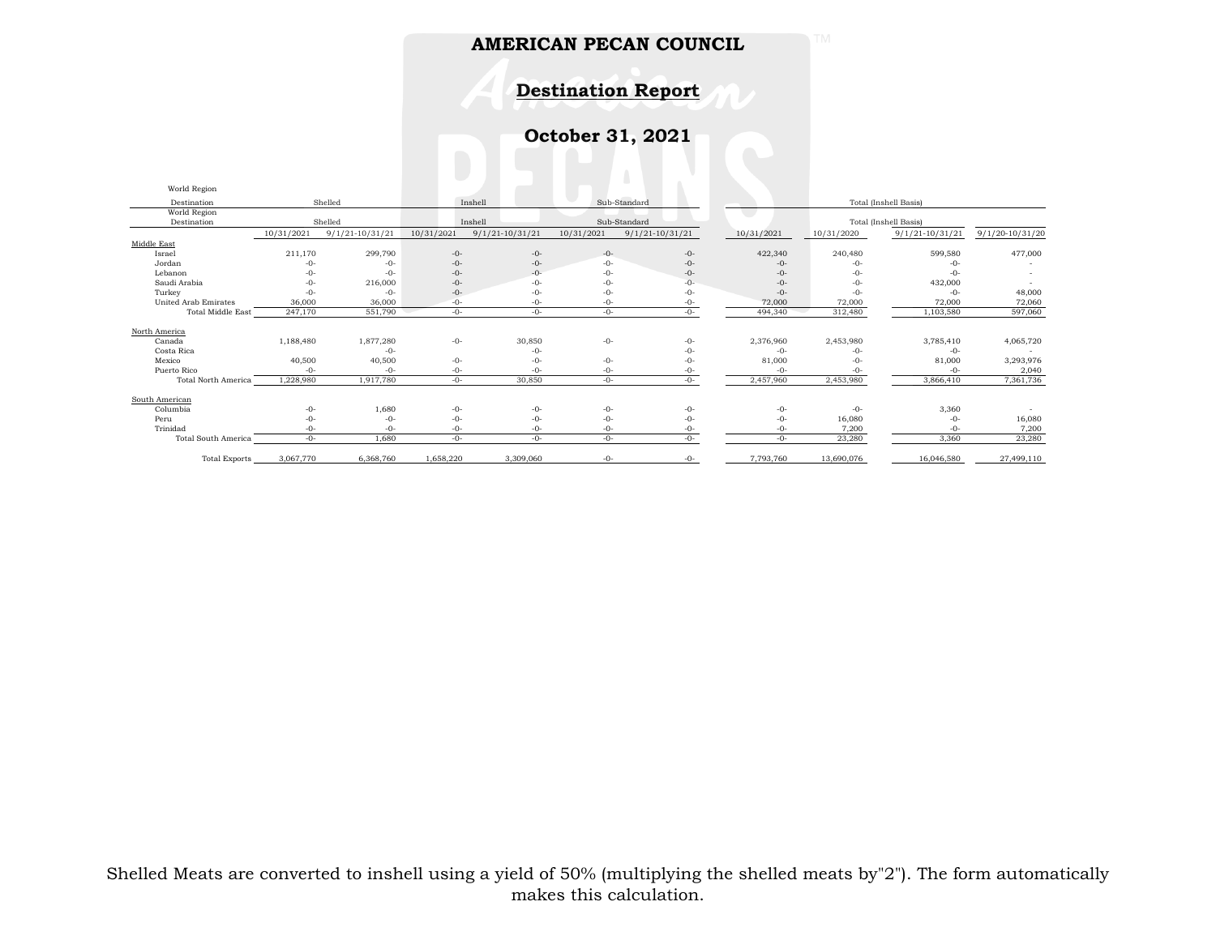# AMERICAN PECAN COUNCIL

## Destination Report

## October 31, 2021

| World Region Destination | Shelled | | Inshell | | Sub-Standard | | Total (Inshell Basis) | | | |
|---|---|---|---|---|---|---|---|---|---|---|
| | 10/31/2021 | 9/1/21-10/31/21 | 10/31/2021 | 9/1/21-10/31/21 | 10/31/2021 | 9/1/21-10/31/21 | 10/31/2021 | 10/31/2020 | 9/1/21-10/31/21 | 9/1/20-10/31/20 |
| Middle East | | | | | | | | | | |
| Israel | 211,170 | 299,790 | -0- | -0- | -0- | -0- | 422,340 | 240,480 | 599,580 | 477,000 |
| Jordan | -0- | -0- | -0- | -0- | -0- | -0- | -0- | -0- | -0- | - |
| Lebanon | -0- | -0- | -0- | -0- | -0- | -0- | -0- | -0- | -0- | - |
| Saudi Arabia | -0- | 216,000 | -0- | -0- | -0- | -0- | -0- | -0- | 432,000 | - |
| Turkey | -0- | -0- | -0- | -0- | -0- | -0- | -0- | -0- | -0- | 48,000 |
| United Arab Emirates | 36,000 | 36,000 | -0- | -0- | -0- | -0- | 72,000 | 72,000 | 72,000 | 72,060 |
| Total Middle East | 247,170 | 551,790 | -0- | -0- | -0- | -0- | 494,340 | 312,480 | 1,103,580 | 597,060 |
| North America | | | | | | | | | | |
| Canada | 1,188,480 | 1,877,280 | -0- | 30,850 | -0- | -0- | 2,376,960 | 2,453,980 | 3,785,410 | 4,065,720 |
| Costa Rica | | -0- | | -0- | | -0- | -0- | -0- | -0- | - |
| Mexico | 40,500 | 40,500 | -0- | -0- | -0- | -0- | 81,000 | -0- | 81,000 | 3,293,976 |
| Puerto Rico | -0- | -0- | -0- | -0- | -0- | -0- | -0- | -0- | -0- | 2,040 |
| Total North America | 1,228,980 | 1,917,780 | -0- | 30,850 | -0- | -0- | 2,457,960 | 2,453,980 | 3,866,410 | 7,361,736 |
| South American | | | | | | | | | | |
| Columbia | -0- | 1,680 | -0- | -0- | -0- | -0- | -0- | -0- | 3,360 | - |
| Peru | -0- | -0- | -0- | -0- | -0- | -0- | -0- | 16,080 | -0- | 16,080 |
| Trinidad | -0- | -0- | -0- | -0- | -0- | -0- | -0- | 7,200 | -0- | 7,200 |
| Total South America | -0- | 1,680 | -0- | -0- | -0- | -0- | -0- | 23,280 | 3,360 | 23,280 |
| Total Exports | 3,067,770 | 6,368,760 | 1,658,220 | 3,309,060 | -0- | -0- | 7,793,760 | 13,690,076 | 16,046,580 | 27,499,110 |

Shelled Meats are converted to inshell using a yield of 50% (multiplying the shelled meats by"2"). The form automatically makes this calculation.